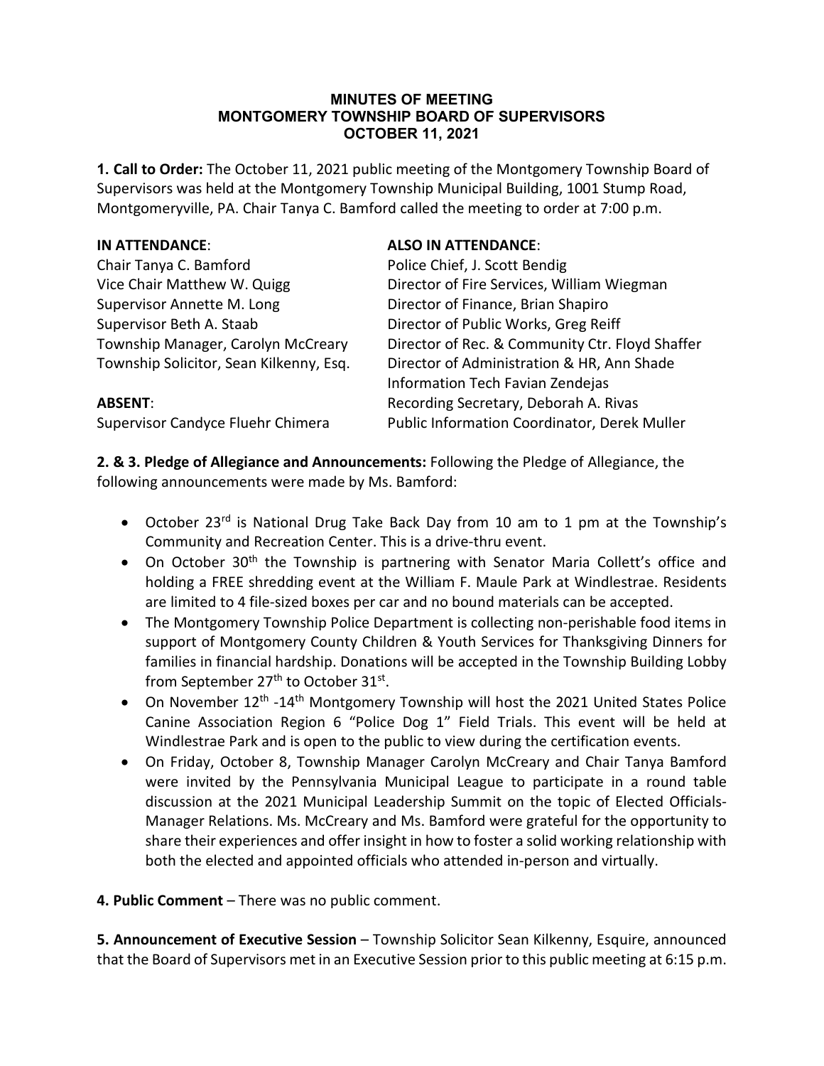**MINUTES OF MEETING**
**MONTGOMERY TOWNSHIP BOARD OF SUPERVISORS**
**OCTOBER 11, 2021**

**1. Call to Order:** The October 11, 2021 public meeting of the Montgomery Township Board of Supervisors was held at the Montgomery Township Municipal Building, 1001 Stump Road, Montgomeryville, PA. Chair Tanya C. Bamford called the meeting to order at 7:00 p.m.

**IN ATTENDANCE**:
Chair Tanya C. Bamford
Vice Chair Matthew W. Quigg
Supervisor Annette M. Long
Supervisor Beth A. Staab
Township Manager, Carolyn McCreary
Township Solicitor, Sean Kilkenny, Esq.

**ABSENT**:
Supervisor Candyce Fluehr Chimera

**ALSO IN ATTENDANCE**:
Police Chief, J. Scott Bendig
Director of Fire Services, William Wiegman
Director of Finance, Brian Shapiro
Director of Public Works, Greg Reiff
Director of Rec. & Community Ctr. Floyd Shaffer
Director of Administration & HR, Ann Shade
Information Tech Favian Zendejas
Recording Secretary, Deborah A. Rivas
Public Information Coordinator, Derek Muller

**2. & 3. Pledge of Allegiance and Announcements:** Following the Pledge of Allegiance, the following announcements were made by Ms. Bamford:

- October 23rd is National Drug Take Back Day from 10 am to 1 pm at the Township's Community and Recreation Center. This is a drive-thru event.
- On October 30th the Township is partnering with Senator Maria Collett's office and holding a FREE shredding event at the William F. Maule Park at Windlestrae. Residents are limited to 4 file-sized boxes per car and no bound materials can be accepted.
- The Montgomery Township Police Department is collecting non-perishable food items in support of Montgomery County Children & Youth Services for Thanksgiving Dinners for families in financial hardship. Donations will be accepted in the Township Building Lobby from September 27th to October 31st.
- On November 12th -14th Montgomery Township will host the 2021 United States Police Canine Association Region 6 "Police Dog 1" Field Trials. This event will be held at Windlestrae Park and is open to the public to view during the certification events.
- On Friday, October 8, Township Manager Carolyn McCreary and Chair Tanya Bamford were invited by the Pennsylvania Municipal League to participate in a round table discussion at the 2021 Municipal Leadership Summit on the topic of Elected Officials-Manager Relations. Ms. McCreary and Ms. Bamford were grateful for the opportunity to share their experiences and offer insight in how to foster a solid working relationship with both the elected and appointed officials who attended in-person and virtually.

**4. Public Comment** – There was no public comment.

**5. Announcement of Executive Session** – Township Solicitor Sean Kilkenny, Esquire, announced that the Board of Supervisors met in an Executive Session prior to this public meeting at 6:15 p.m.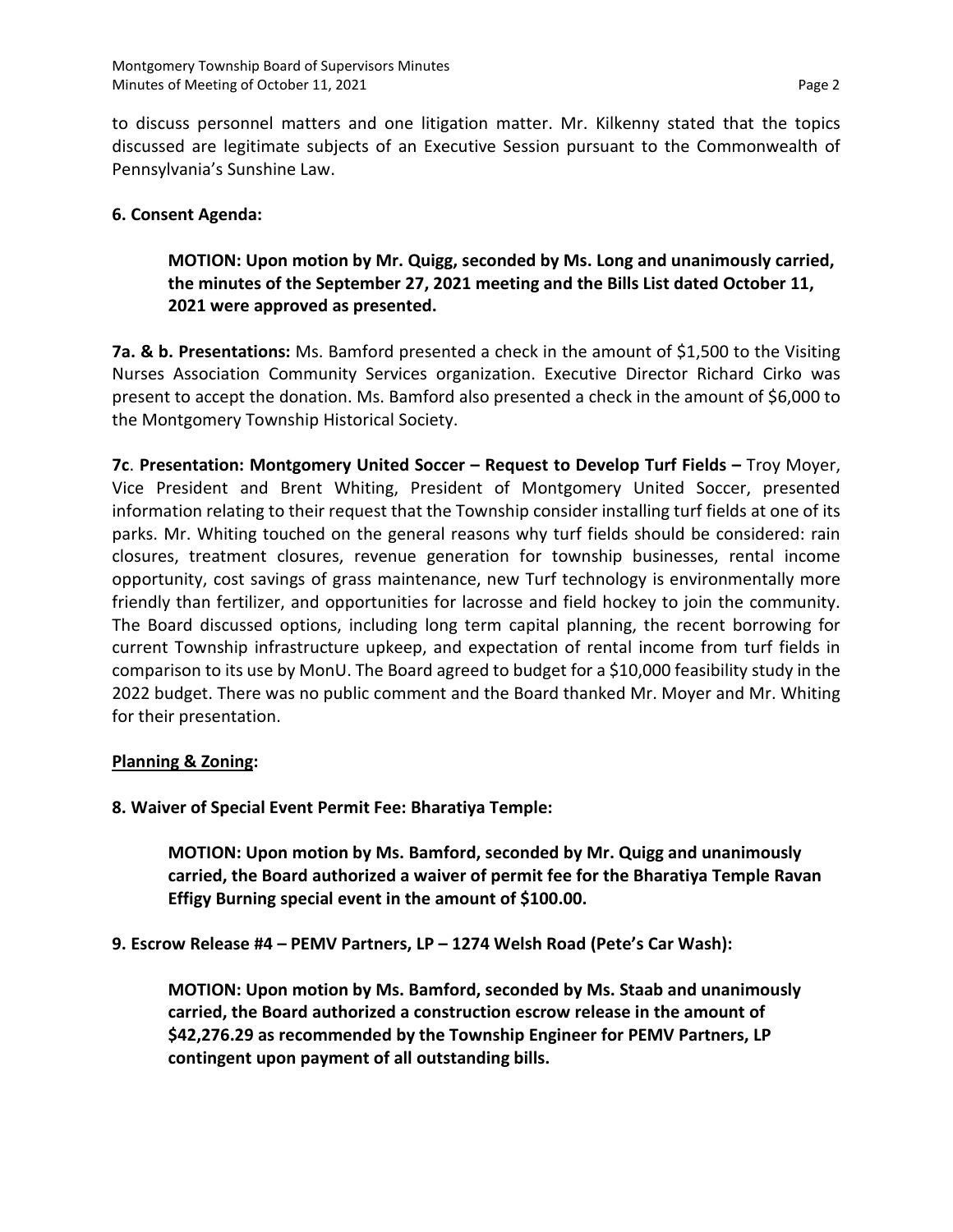to discuss personnel matters and one litigation matter. Mr. Kilkenny stated that the topics discussed are legitimate subjects of an Executive Session pursuant to the Commonwealth of Pennsylvania's Sunshine Law.

**6. Consent Agenda:**

> **MOTION: Upon motion by Mr. Quigg, seconded by Ms. Long and unanimously carried, the minutes of the September 27, 2021 meeting and the Bills List dated October 11, 2021 were approved as presented.**

**7a. & b. Presentations:** Ms. Bamford presented a check in the amount of $1,500 to the Visiting Nurses Association Community Services organization. Executive Director Richard Cirko was present to accept the donation. Ms. Bamford also presented a check in the amount of $6,000 to the Montgomery Township Historical Society.

**7c**. **Presentation: Montgomery United Soccer – Request to Develop Turf Fields –** Troy Moyer, Vice President and Brent Whiting, President of Montgomery United Soccer, presented information relating to their request that the Township consider installing turf fields at one of its parks. Mr. Whiting touched on the general reasons why turf fields should be considered: rain closures, treatment closures, revenue generation for township businesses, rental income opportunity, cost savings of grass maintenance, new Turf technology is environmentally more friendly than fertilizer, and opportunities for lacrosse and field hockey to join the community. The Board discussed options, including long term capital planning, the recent borrowing for current Township infrastructure upkeep, and expectation of rental income from turf fields in comparison to its use by MonU. The Board agreed to budget for a $10,000 feasibility study in the 2022 budget. There was no public comment and the Board thanked Mr. Moyer and Mr. Whiting for their presentation.

**<u>Planning & Zoning</u>:**

**8. Waiver of Special Event Permit Fee: Bharatiya Temple:**

> **MOTION: Upon motion by Ms. Bamford, seconded by Mr. Quigg and unanimously carried, the Board authorized a waiver of permit fee for the Bharatiya Temple Ravan Effigy Burning special event in the amount of $100.00.**

**9. Escrow Release #4 – PEMV Partners, LP – 1274 Welsh Road (Pete's Car Wash):**

> **MOTION: Upon motion by Ms. Bamford, seconded by Ms. Staab and unanimously carried, the Board authorized a construction escrow release in the amount of $42,276.29 as recommended by the Township Engineer for PEMV Partners, LP contingent upon payment of all outstanding bills.**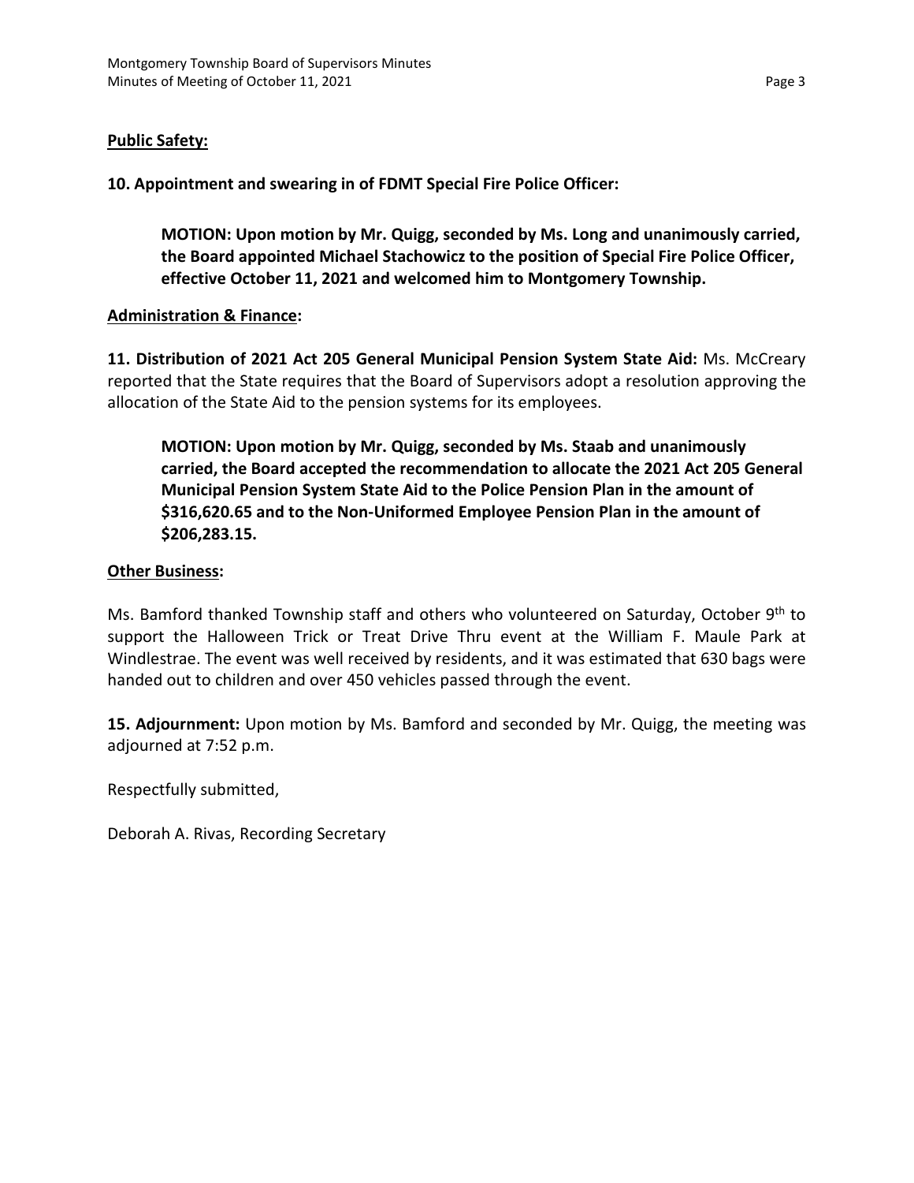**Public Safety:**

**10. Appointment and swearing in of FDMT Special Fire Police Officer:**

> **MOTION: Upon motion by Mr. Quigg, seconded by Ms. Long and unanimously carried, the Board appointed Michael Stachowicz to the position of Special Fire Police Officer, effective October 11, 2021 and welcomed him to Montgomery Township.**

**Administration & Finance:**

**11. Distribution of 2021 Act 205 General Municipal Pension System State Aid:** Ms. McCreary reported that the State requires that the Board of Supervisors adopt a resolution approving the allocation of the State Aid to the pension systems for its employees.

> **MOTION: Upon motion by Mr. Quigg, seconded by Ms. Staab and unanimously carried, the Board accepted the recommendation to allocate the 2021 Act 205 General Municipal Pension System State Aid to the Police Pension Plan in the amount of \$316,620.65 and to the Non-Uniformed Employee Pension Plan in the amount of \$206,283.15.**

**Other Business:**

Ms. Bamford thanked Township staff and others who volunteered on Saturday, October 9th to support the Halloween Trick or Treat Drive Thru event at the William F. Maule Park at Windlestrae. The event was well received by residents, and it was estimated that 630 bags were handed out to children and over 450 vehicles passed through the event.

**15. Adjournment:** Upon motion by Ms. Bamford and seconded by Mr. Quigg, the meeting was adjourned at 7:52 p.m.

Respectfully submitted,

Deborah A. Rivas, Recording Secretary